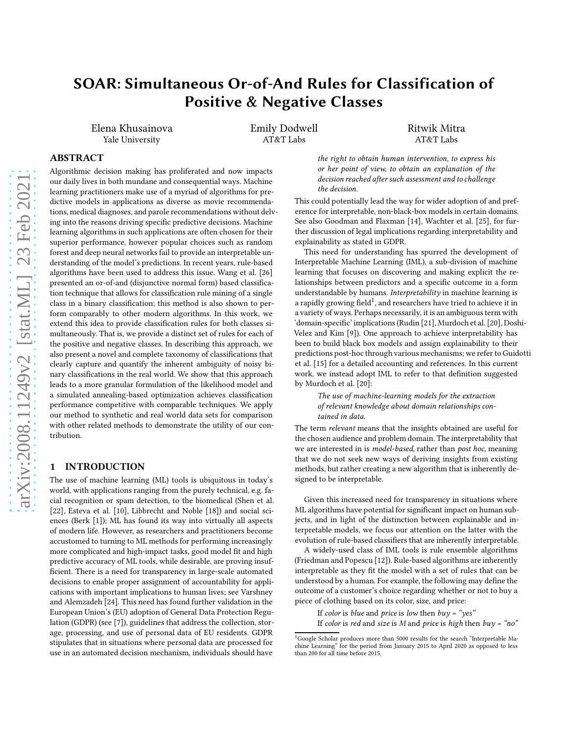# SOAR: Simultaneous Or-of-And Rules for Classification of Positive & Negative Classes

Elena Khusainova
Yale University

Emily Dodwell
AT&T Labs

Ritwik Mitra
AT&T Labs

## ABSTRACT

Algorithmic decision making has proliferated and now impacts our daily lives in both mundane and consequential ways. Machine learning practitioners make use of a myriad of algorithms for predictive models in applications as diverse as movie recommendations, medical diagnoses, and parole recommendations without delving into the reasons driving specific predictive decisions. Machine learning algorithms in such applications are often chosen for their superior performance, however popular choices such as random forest and deep neural networks fail to provide an interpretable understanding of the model's predictions. In recent years, rule-based algorithms have been used to address this issue. Wang et al. [26] presented an or-of-and (disjunctive normal form) based classification technique that allows for classification rule mining of a single class in a binary classification; this method is also shown to perform comparably to other modern algorithms. In this work, we extend this idea to provide classification rules for both classes simultaneously. That is, we provide a distinct set of rules for each of the positive and negative classes. In describing this approach, we also present a novel and complete taxonomy of classifications that clearly capture and quantify the inherent ambiguity of noisy binary classifications in the real world. We show that this approach leads to a more granular formulation of the likelihood model and a simulated annealing-based optimization achieves classification performance competitive with comparable techniques. We apply our method to synthetic and real world data sets for comparison with other related methods to demonstrate the utility of our contribution.

## 1 INTRODUCTION

The use of machine learning (ML) tools is ubiquitous in today's world, with applications ranging from the purely technical, e.g. facial recognition or spam detection, to the biomedical (Shen et al. [22], Esteva et al. [10], Libbrecht and Noble [18]) and social sciences (Berk [1]); ML has found its way into virtually all aspects of modern life. However, as researchers and practitioners become accustomed to turning to ML methods for performing increasingly more complicated and high-impact tasks, good model fit and high predictive accuracy of ML tools, while desirable, are proving insufficient. There is a need for transparency in large-scale automated decisions to enable proper assignment of accountability for applications with important implications to human lives; see Varshney and Alemzadeh [24]. This need has found further validation in the European Union's (EU) adoption of General Data Protection Regulation (GDPR) (see [7]), guidelines that address the collection, storage, processing, and use of personal data of EU residents. GDPR stipulates that in situations where personal data are processed for use in an automated decision mechanism, individuals should have

> *the right to obtain human intervention, to express his or her point of view, to obtain an explanation of the decision reached after such assessment and to challenge the decision.*

This could potentially lead the way for wider adoption of and preference for interpretable, non-black-box models in certain domains. See also Goodman and Flaxman [14], Wachter et al. [25], for further discussion of legal implications regarding interpretability and explainability as stated in GDPR.

This need for understanding has spurred the development of Interpretable Machine Learning (IML), a sub-division of machine learning that focuses on discovering and making explicit the relationships between predictors and a specific outcome in a form understandable by humans. *Interpretability* in machine learning is a rapidly growing field[1], and researchers have tried to achieve it in a variety of ways. Perhaps necessarily, it is an ambiguous term with 'domain-specific' implications (Rudin [21], Murdoch et al. [20], Doshi-Velez and Kim [9]). One approach to achieve interpretability has been to build black box models and assign explainability to their predictions post-hoc through various mechanisms; we refer to Guidotti et al. [15] for a detailed accounting and references. In this current work, we instead adopt IML to refer to that definition suggested by Murdoch et al. [20]:

> *The use of machine-learning models for the extraction of relevant knowledge about domain relationships contained in data.*

The term *relevant* means that the insights obtained are useful for the chosen audience and problem domain. The interpretability that we are interested in is *model-based*, rather than *post hoc*, meaning that we do not seek new ways of deriving insights from existing methods, but rather creating a new algorithm that is inherently designed to be interpretable.

Given this increased need for transparency in situations where ML algorithms have potential for significant impact on human subjects, and in light of the distinction between explainable and interpretable models, we focus our attention on the latter with the evolution of rule-based classifiers that are inherently interpretable.

A widely-used class of IML tools is rule ensemble algorithms (Friedman and Popescu [12]). Rule-based algorithms are inherently interpretable as they fit the model with a set of rules that can be understood by a human. For example, the following may define the outcome of a customer's choice regarding whether or not to buy a piece of clothing based on its color, size, and price:

> If *color* is *blue* and *price* is *low* then *buy = "yes"*
> If *color* is *red* and *size* is *M* and *price* is *high* then *buy = "no"*

[1] Google Scholar produces more than 5000 results for the search "Interpretable Machine Learning" for the period from January 2015 to April 2020 as opposed to less than 200 for all time before 2015.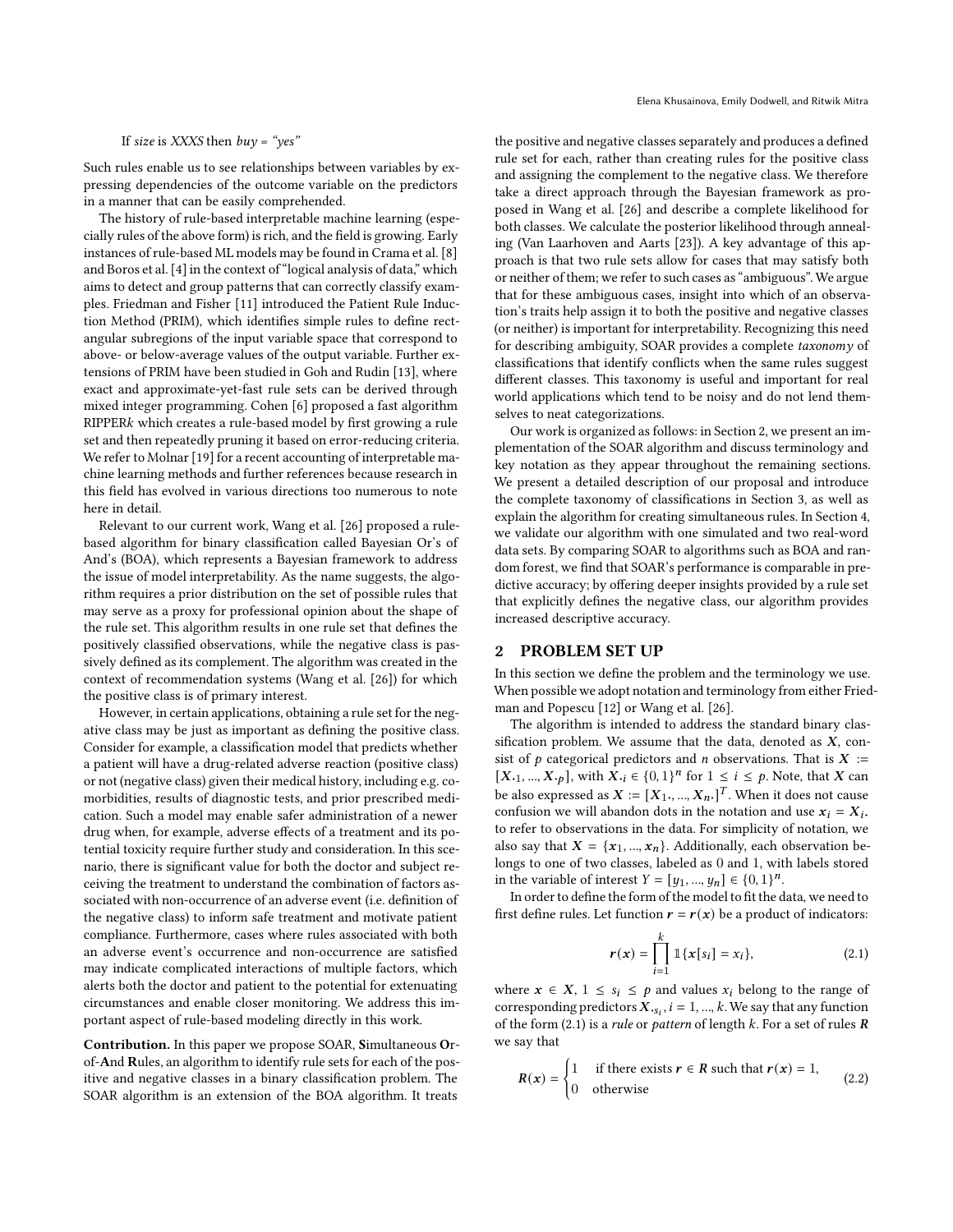If *size* is *XXXS* then *buy* = *"yes"*

Such rules enable us to see relationships between variables by expressing dependencies of the outcome variable on the predictors in a manner that can be easily comprehended.

The history of rule-based interpretable machine learning (especially rules of the above form) is rich, and the field is growing. Early instances of rule-based ML models may be found in Crama et al. [8] and Boros et al. [4] in the context of "logical analysis of data," which aims to detect and group patterns that can correctly classify examples. Friedman and Fisher [11] introduced the Patient Rule Induction Method (PRIM), which identifies simple rules to define rectangular subregions of the input variable space that correspond to above- or below-average values of the output variable. Further extensions of PRIM have been studied in Goh and Rudin [13], where exact and approximate-yet-fast rule sets can be derived through mixed integer programming. Cohen [6] proposed a fast algorithm RIPPER*k* which creates a rule-based model by first growing a rule set and then repeatedly pruning it based on error-reducing criteria. We refer to Molnar [19] for a recent accounting of interpretable machine learning methods and further references because research in this field has evolved in various directions too numerous to note here in detail.

Relevant to our current work, Wang et al. [26] proposed a rule-based algorithm for binary classification called Bayesian Or's of And's (BOA), which represents a Bayesian framework to address the issue of model interpretability. As the name suggests, the algorithm requires a prior distribution on the set of possible rules that may serve as a proxy for professional opinion about the shape of the rule set. This algorithm results in one rule set that defines the positively classified observations, while the negative class is passively defined as its complement. The algorithm was created in the context of recommendation systems (Wang et al. [26]) for which the positive class is of primary interest.

However, in certain applications, obtaining a rule set for the negative class may be just as important as defining the positive class. Consider for example, a classification model that predicts whether a patient will have a drug-related adverse reaction (positive class) or not (negative class) given their medical history, including e.g. comorbidities, results of diagnostic tests, and prior prescribed medication. Such a model may enable safer administration of a newer drug when, for example, adverse effects of a treatment and its potential toxicity require further study and consideration. In this scenario, there is significant value for both the doctor and subject receiving the treatment to understand the combination of factors associated with non-occurrence of an adverse event (i.e. definition of the negative class) to inform safe treatment and motivate patient compliance. Furthermore, cases where rules associated with both an adverse event's occurrence and non-occurrence are satisfied may indicate complicated interactions of multiple factors, which alerts both the doctor and patient to the potential for extenuating circumstances and enable closer monitoring. We address this important aspect of rule-based modeling directly in this work.

**Contribution.** In this paper we propose SOAR, **S**imultaneous **O**r-of-**A**nd **R**ules, an algorithm to identify rule sets for each of the positive and negative classes in a binary classification problem. The SOAR algorithm is an extension of the BOA algorithm. It treats the positive and negative classes separately and produces a defined rule set for each, rather than creating rules for the positive class and assigning the complement to the negative class. We therefore take a direct approach through the Bayesian framework as proposed in Wang et al. [26] and describe a complete likelihood for both classes. We calculate the posterior likelihood through annealing (Van Laarhoven and Aarts [23]). A key advantage of this approach is that two rule sets allow for cases that may satisfy both or neither of them; we refer to such cases as "ambiguous". We argue that for these ambiguous cases, insight into which of an observation's traits help assign it to both the positive and negative classes (or neither) is important for interpretability. Recognizing this need for describing ambiguity, SOAR provides a complete *taxonomy* of classifications that identify conflicts when the same rules suggest different classes. This taxonomy is useful and important for real world applications which tend to be noisy and do not lend themselves to neat categorizations.

Our work is organized as follows: in Section 2, we present an implementation of the SOAR algorithm and discuss terminology and key notation as they appear throughout the remaining sections. We present a detailed description of our proposal and introduce the complete taxonomy of classifications in Section 3, as well as explain the algorithm for creating simultaneous rules. In Section 4, we validate our algorithm with one simulated and two real-word data sets. By comparing SOAR to algorithms such as BOA and random forest, we find that SOAR's performance is comparable in predictive accuracy; by offering deeper insights provided by a rule set that explicitly defines the negative class, our algorithm provides increased descriptive accuracy.

## 2 PROBLEM SET UP

In this section we define the problem and the terminology we use. When possible we adopt notation and terminology from either Friedman and Popescu [12] or Wang et al. [26].

The algorithm is intended to address the standard binary classification problem. We assume that the data, denoted as $\boldsymbol{X}$, consist of $p$ categorical predictors and $n$ observations. That is $\boldsymbol{X} := [\boldsymbol{X}_{\cdot 1}, ..., \boldsymbol{X}_{\cdot p}]$, with $\boldsymbol{X}_{\cdot i} \in \{0,1\}^n$ for $1 \le i \le p$. Note, that $\boldsymbol{X}$ can be also expressed as $\boldsymbol{X} := [\boldsymbol{X}_{1\cdot}, ..., \boldsymbol{X}_{n\cdot}]^T$. When it does not cause confusion we will abandon dots in the notation and use $\boldsymbol{x}_i = \boldsymbol{X}_{i\cdot}$ to refer to observations in the data. For simplicity of notation, we also say that $\boldsymbol{X} = \{\boldsymbol{x}_1, ..., \boldsymbol{x}_n\}$. Additionally, each observation belongs to one of two classes, labeled as 0 and 1, with labels stored in the variable of interest $Y = [y_1, ..., y_n] \in \{0,1\}^n$.

In order to define the form of the model to fit the data, we need to first define rules. Let function $\boldsymbol{r} = \boldsymbol{r}(\boldsymbol{x})$ be a product of indicators:

$$\boldsymbol{r}(\boldsymbol{x}) = \prod_{i=1}^{k} \mathbb{1}\{\boldsymbol{x}[s_i] = x_i\}, \tag{2.1}$$

where $\boldsymbol{x} \in \boldsymbol{X}$, $1 \le s_i \le p$ and values $x_i$ belong to the range of corresponding predictors $\boldsymbol{X}_{\cdot s_i}$, $i = 1, ..., k$. We say that any function of the form (2.1) is a *rule* or *pattern* of length $k$. For a set of rules $\boldsymbol{R}$ we say that

$$\boldsymbol{R}(\boldsymbol{x}) = \begin{cases} 1 & \text{if there exists } \boldsymbol{r} \in \boldsymbol{R} \text{ such that } \boldsymbol{r}(\boldsymbol{x}) = 1, \\ 0 & \text{otherwise} \end{cases} \tag{2.2}$$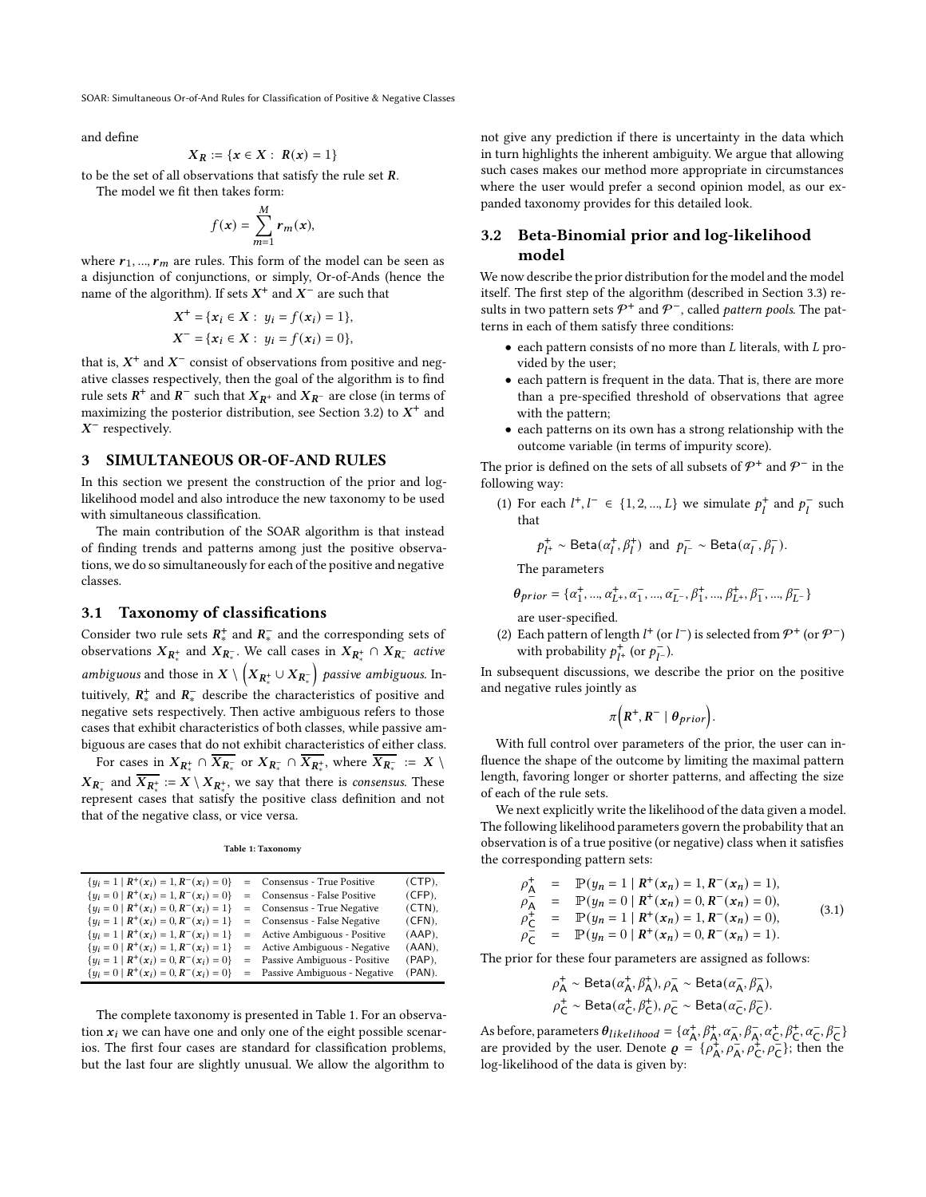and define

$$X_{\boldsymbol{R}} := \{x \in X : \ \boldsymbol{R}(x) = 1\}$$

to be the set of all observations that satisfy the rule set $\boldsymbol{R}$.

The model we fit then takes form:

$$f(x) = \sum_{m=1}^{M} \boldsymbol{r}_m(x),$$

where $\boldsymbol{r}_1, ..., \boldsymbol{r}_m$ are rules. This form of the model can be seen as a disjunction of conjunctions, or simply, Or-of-Ands (hence the name of the algorithm). If sets $X^+$ and $X^-$ are such that

$$X^+ = \{x_i \in X : \ y_i = f(x_i) = 1\},$$
$$X^- = \{x_i \in X : \ y_i = f(x_i) = 0\},$$

that is, $X^+$ and $X^-$ consist of observations from positive and negative classes respectively, then the goal of the algorithm is to find rule sets $\boldsymbol{R}^+$ and $\boldsymbol{R}^-$ such that $X_{\boldsymbol{R}^+}$ and $X_{\boldsymbol{R}^-}$ are close (in terms of maximizing the posterior distribution, see Section 3.2) to $X^+$ and $X^-$ respectively.

## 3 SIMULTANEOUS OR-OF-AND RULES

In this section we present the construction of the prior and log-likelihood model and also introduce the new taxonomy to be used with simultaneous classification.

The main contribution of the SOAR algorithm is that instead of finding trends and patterns among just the positive observations, we do so simultaneously for each of the positive and negative classes.

### 3.1 Taxonomy of classifications

Consider two rule sets $\boldsymbol{R}^+_*$ and $\boldsymbol{R}^-_*$ and the corresponding sets of observations $X_{\boldsymbol{R}^+_*}$ and $X_{\boldsymbol{R}^-_*}$. We call cases in $X_{\boldsymbol{R}^+_*} \cap X_{\boldsymbol{R}^-_*}$ *active ambiguous* and those in $X \setminus \left(X_{\boldsymbol{R}^+_*} \cup X_{\boldsymbol{R}^-_*}\right)$ *passive ambiguous*. Intuitively, $\boldsymbol{R}^+_*$ and $\boldsymbol{R}^-_*$ describe the characteristics of positive and negative sets respectively. Then active ambiguous refers to those cases that exhibit characteristics of both classes, while passive ambiguous are cases that do not exhibit characteristics of either class.

For cases in $X_{\boldsymbol{R}^+_*} \cap \overline{X_{\boldsymbol{R}^-_*}}$ or $X_{\boldsymbol{R}^-_*} \cap \overline{X_{\boldsymbol{R}^+_*}}$, where $\overline{X_{\boldsymbol{R}^-_*}} := X \setminus X_{\boldsymbol{R}^-_*}$ and $\overline{X_{\boldsymbol{R}^+_*}} := X \setminus X_{\boldsymbol{R}^+_*}$, we say that there is *consensus*. These represent cases that satisfy the positive class definition and not that of the negative class, or vice versa.

**Table 1: Taxonomy**

| | | | |
|---|---|---|---|
| $\{y_i = 1 \mid \boldsymbol{R}^+(x_i) = 1, \boldsymbol{R}^-(x_i) = 0\}$ | = | Consensus - True Positive | (CTP), |
| $\{y_i = 0 \mid \boldsymbol{R}^+(x_i) = 1, \boldsymbol{R}^-(x_i) = 0\}$ | = | Consensus - False Positive | (CFP), |
| $\{y_i = 0 \mid \boldsymbol{R}^+(x_i) = 0, \boldsymbol{R}^-(x_i) = 1\}$ | = | Consensus - True Negative | (CTN), |
| $\{y_i = 1 \mid \boldsymbol{R}^+(x_i) = 0, \boldsymbol{R}^-(x_i) = 1\}$ | = | Consensus - False Negative | (CFN), |
| $\{y_i = 1 \mid \boldsymbol{R}^+(x_i) = 1, \boldsymbol{R}^-(x_i) = 1\}$ | = | Active Ambiguous - Positive | (AAP), |
| $\{y_i = 0 \mid \boldsymbol{R}^+(x_i) = 1, \boldsymbol{R}^-(x_i) = 1\}$ | = | Active Ambiguous - Negative | (AAN), |
| $\{y_i = 1 \mid \boldsymbol{R}^+(x_i) = 0, \boldsymbol{R}^-(x_i) = 0\}$ | = | Passive Ambiguous - Positive | (PAP), |
| $\{y_i = 0 \mid \boldsymbol{R}^+(x_i) = 0, \boldsymbol{R}^-(x_i) = 0\}$ | = | Passive Ambiguous - Negative | (PAN). |

The complete taxonomy is presented in Table 1. For an observation $x_i$ we can have one and only one of the eight possible scenarios. The first four cases are standard for classification problems, but the last four are slightly unusual. We allow the algorithm to not give any prediction if there is uncertainty in the data which in turn highlights the inherent ambiguity. We argue that allowing such cases makes our method more appropriate in circumstances where the user would prefer a second opinion model, as our expanded taxonomy provides for this detailed look.

### 3.2 Beta-Binomial prior and log-likelihood model

We now describe the prior distribution for the model and the model itself. The first step of the algorithm (described in Section 3.3) results in two pattern sets $\mathcal{P}^+$ and $\mathcal{P}^-$, called *pattern pools*. The patterns in each of them satisfy three conditions:

- each pattern consists of no more than $L$ literals, with $L$ provided by the user;
- each pattern is frequent in the data. That is, there are more than a pre-specified threshold of observations that agree with the pattern;
- each patterns on its own has a strong relationship with the outcome variable (in terms of impurity score).

The prior is defined on the sets of all subsets of $\mathcal{P}^+$ and $\mathcal{P}^-$ in the following way:

1. For each $l^+, l^- \in \{1, 2, ..., L\}$ we simulate $p^+_l$ and $p^-_l$ such that

   $$p^+_{l^+} \sim \mathsf{Beta}(\alpha^+_l, \beta^+_l) \ \text{ and } \ p^-_{l^-} \sim \mathsf{Beta}(\alpha^-_l, \beta^-_l).$$

   The parameters

   $$\boldsymbol{\theta}_{prior} = \{\alpha^+_1, ..., \alpha^+_{L^+}, \alpha^-_1, ..., \alpha^-_{L^-}, \beta^+_1, ..., \beta^+_{L^+}, \beta^-_1, ..., \beta^-_{L^-}\}$$

   are user-specified.
2. Each pattern of length $l^+$ (or $l^-$) is selected from $\mathcal{P}^+$ (or $\mathcal{P}^-$) with probability $p^+_{l^+}$ (or $p^-_{l^-}$).

In subsequent discussions, we describe the prior on the positive and negative rules jointly as

$$\pi\left(\boldsymbol{R}^+, \boldsymbol{R}^- \mid \boldsymbol{\theta}_{prior}\right).$$

With full control over parameters of the prior, the user can influence the shape of the outcome by limiting the maximal pattern length, favoring longer or shorter patterns, and affecting the size of each of the rule sets.

We next explicitly write the likelihood of the data given a model. The following likelihood parameters govern the probability that an observation is of a true positive (or negative) class when it satisfies the corresponding pattern sets:

$$\begin{aligned}
\rho^+_{\mathsf{A}} &= \mathbb{P}(y_n = 1 \mid \boldsymbol{R}^+(x_n) = 1, \boldsymbol{R}^-(x_n) = 1),\\
\rho^-_{\mathsf{A}} &= \mathbb{P}(y_n = 0 \mid \boldsymbol{R}^+(x_n) = 0, \boldsymbol{R}^-(x_n) = 0),\\
\rho^+_{\mathsf{C}} &= \mathbb{P}(y_n = 1 \mid \boldsymbol{R}^+(x_n) = 1, \boldsymbol{R}^-(x_n) = 0),\\
\rho^-_{\mathsf{C}} &= \mathbb{P}(y_n = 0 \mid \boldsymbol{R}^+(x_n) = 0, \boldsymbol{R}^-(x_n) = 1).
\end{aligned} \tag{3.1}$$

The prior for these four parameters are assigned as follows:

$$\rho^+_{\mathsf{A}} \sim \mathsf{Beta}(\alpha^+_{\mathsf{A}}, \beta^+_{\mathsf{A}}), \rho^-_{\mathsf{A}} \sim \mathsf{Beta}(\alpha^-_{\mathsf{A}}, \beta^-_{\mathsf{A}}),$$
$$\rho^+_{\mathsf{C}} \sim \mathsf{Beta}(\alpha^+_{\mathsf{C}}, \beta^+_{\mathsf{C}}), \rho^-_{\mathsf{C}} \sim \mathsf{Beta}(\alpha^-_{\mathsf{C}}, \beta^-_{\mathsf{C}}).$$

As before, parameters $\boldsymbol{\theta}_{likelihood} = \{\alpha^+_{\mathsf{A}}, \beta^+_{\mathsf{A}}, \alpha^-_{\mathsf{A}}, \beta^-_{\mathsf{A}}, \alpha^+_{\mathsf{C}}, \beta^+_{\mathsf{C}}, \alpha^-_{\mathsf{C}}, \beta^-_{\mathsf{C}}\}$ are provided by the user. Denote $\boldsymbol{\varrho} = \{\rho^+_{\mathsf{A}}, \rho^-_{\mathsf{A}}, \rho^+_{\mathsf{C}}, \rho^-_{\mathsf{C}}\}$; then the log-likelihood of the data is given by: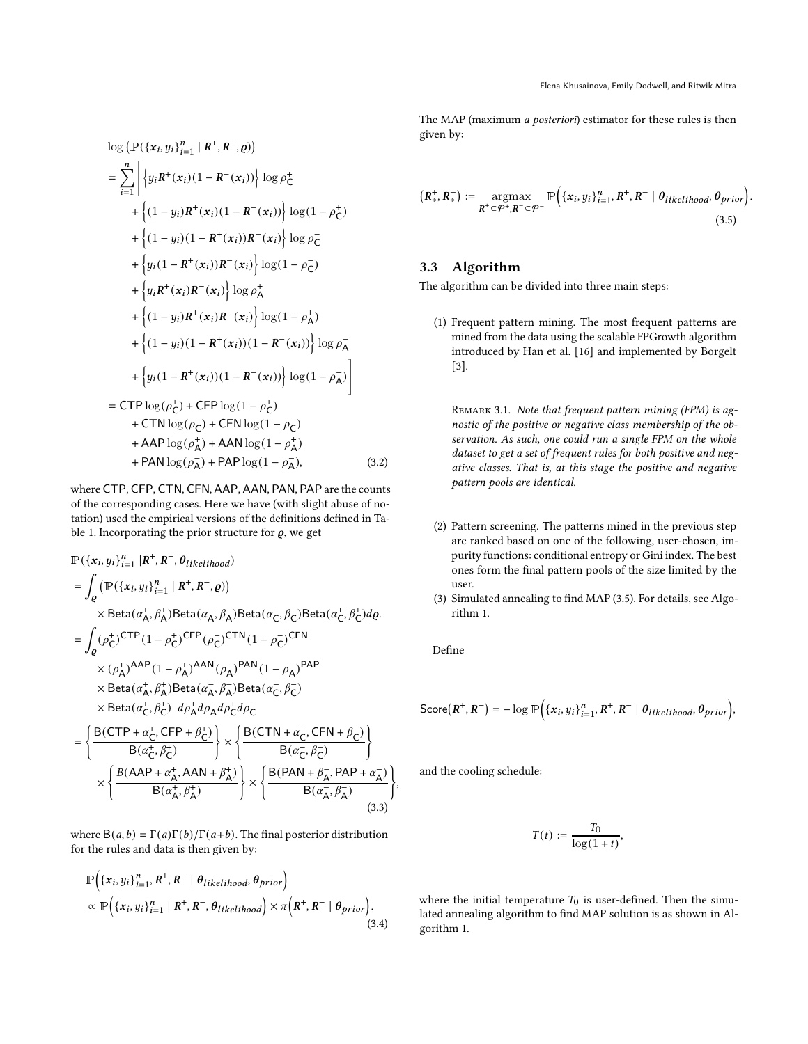$$
\begin{aligned}
&\log\left(\mathbb{P}(\{\boldsymbol{x}_i, y_i\}_{i=1}^n \mid \boldsymbol{R}^+, \boldsymbol{R}^-, \boldsymbol{\varrho})\right) \\
&= \sum_{i=1}^n \Bigg[ \Big\{ y_i \boldsymbol{R}^+(\boldsymbol{x}_i)(1 - \boldsymbol{R}^-(\boldsymbol{x}_i)) \Big\} \log \rho_{\mathsf{C}}^+ \\
&\quad + \Big\{ (1 - y_i)\boldsymbol{R}^+(\boldsymbol{x}_i)(1 - \boldsymbol{R}^-(\boldsymbol{x}_i)) \Big\} \log(1 - \rho_{\mathsf{C}}^+) \\
&\quad + \Big\{ (1 - y_i)(1 - \boldsymbol{R}^+(\boldsymbol{x}_i))\boldsymbol{R}^-(\boldsymbol{x}_i) \Big\} \log \rho_{\mathsf{C}}^- \\
&\quad + \Big\{ y_i(1 - \boldsymbol{R}^+(\boldsymbol{x}_i))\boldsymbol{R}^-(\boldsymbol{x}_i) \Big\} \log(1 - \rho_{\mathsf{C}}^-) \\
&\quad + \Big\{ y_i \boldsymbol{R}^+(\boldsymbol{x}_i)\boldsymbol{R}^-(\boldsymbol{x}_i) \Big\} \log \rho_{\mathsf{A}}^+ \\
&\quad + \Big\{ (1 - y_i)\boldsymbol{R}^+(\boldsymbol{x}_i)\boldsymbol{R}^-(\boldsymbol{x}_i) \Big\} \log(1 - \rho_{\mathsf{A}}^+) \\
&\quad + \Big\{ (1 - y_i)(1 - \boldsymbol{R}^+(\boldsymbol{x}_i))(1 - \boldsymbol{R}^-(\boldsymbol{x}_i)) \Big\} \log \rho_{\mathsf{A}}^- \\
&\quad + \Big\{ y_i(1 - \boldsymbol{R}^+(\boldsymbol{x}_i))(1 - \boldsymbol{R}^-(\boldsymbol{x}_i)) \Big\} \log(1 - \rho_{\mathsf{A}}^-) \Bigg] \\
&= \mathsf{CTP} \log(\rho_{\mathsf{C}}^+) + \mathsf{CFP} \log(1 - \rho_{\mathsf{C}}^+) \\
&\quad + \mathsf{CTN} \log(\rho_{\mathsf{C}}^-) + \mathsf{CFN} \log(1 - \rho_{\mathsf{C}}^-) \\
&\quad + \mathsf{AAP} \log(\rho_{\mathsf{A}}^+) + \mathsf{AAN} \log(1 - \rho_{\mathsf{A}}^+) \\
&\quad + \mathsf{PAN} \log(\rho_{\mathsf{A}}^-) + \mathsf{PAP} \log(1 - \rho_{\mathsf{A}}^-),
\end{aligned}
\tag{3.2}
$$

where $\mathsf{CTP}, \mathsf{CFP}, \mathsf{CTN}, \mathsf{CFN}, \mathsf{AAP}, \mathsf{AAN}, \mathsf{PAN}, \mathsf{PAP}$ are the counts of the corresponding cases. Here we have (with slight abuse of notation) used the empirical versions of the definitions defined in Table 1. Incorporating the prior structure for $\boldsymbol{\varrho}$, we get

$$
\begin{aligned}
&\mathbb{P}(\{\boldsymbol{x}_i, y_i\}_{i=1}^n \mid \boldsymbol{R}^+, \boldsymbol{R}^-, \boldsymbol{\theta}_{likelihood}) \\
&= \int_{\boldsymbol{\varrho}} \left(\mathbb{P}(\{\boldsymbol{x}_i, y_i\}_{i=1}^n \mid \boldsymbol{R}^+, \boldsymbol{R}^-, \boldsymbol{\varrho})\right) \\
&\quad \times \mathsf{Beta}(\alpha_{\mathsf{A}}^+, \beta_{\mathsf{A}}^+)\mathsf{Beta}(\alpha_{\mathsf{A}}^-, \beta_{\mathsf{A}}^-)\mathsf{Beta}(\alpha_{\mathsf{C}}^-, \beta_{\mathsf{C}}^-)\mathsf{Beta}(\alpha_{\mathsf{C}}^+, \beta_{\mathsf{C}}^+) d\boldsymbol{\varrho}. \\
&= \int_{\boldsymbol{\varrho}} (\rho_{\mathsf{C}}^+)^{\mathsf{CTP}}(1 - \rho_{\mathsf{C}}^+)^{\mathsf{CFP}}(\rho_{\mathsf{C}}^-)^{\mathsf{CTN}}(1 - \rho_{\mathsf{C}}^-)^{\mathsf{CFN}} \\
&\quad \times (\rho_{\mathsf{A}}^+)^{\mathsf{AAP}}(1 - \rho_{\mathsf{A}}^+)^{\mathsf{AAN}}(\rho_{\mathsf{A}}^-)^{\mathsf{PAN}}(1 - \rho_{\mathsf{A}}^-)^{\mathsf{PAP}} \\
&\quad \times \mathsf{Beta}(\alpha_{\mathsf{A}}^+, \beta_{\mathsf{A}}^+)\mathsf{Beta}(\alpha_{\mathsf{A}}^-, \beta_{\mathsf{A}}^-)\mathsf{Beta}(\alpha_{\mathsf{C}}^-, \beta_{\mathsf{C}}^-) \\
&\quad \times \mathsf{Beta}(\alpha_{\mathsf{C}}^+, \beta_{\mathsf{C}}^+) \;\; d\rho_{\mathsf{A}}^+ d\rho_{\mathsf{A}}^- d\rho_{\mathsf{C}}^+ d\rho_{\mathsf{C}}^- \\
&= \left\{ \frac{\mathsf{B}(\mathsf{CTP} + \alpha_{\mathsf{C}}^+, \mathsf{CFP} + \beta_{\mathsf{C}}^+)}{\mathsf{B}(\alpha_{\mathsf{C}}^+, \beta_{\mathsf{C}}^+)} \right\} \times \left\{ \frac{\mathsf{B}(\mathsf{CTN} + \alpha_{\mathsf{C}}^-, \mathsf{CFN} + \beta_{\mathsf{C}}^-)}{\mathsf{B}(\alpha_{\mathsf{C}}^-, \beta_{\mathsf{C}}^-)} \right\} \\
&\quad \times \left\{ \frac{B(\mathsf{AAP} + \alpha_{\mathsf{A}}^+, \mathsf{AAN} + \beta_{\mathsf{A}}^+)}{\mathsf{B}(\alpha_{\mathsf{A}}^+, \beta_{\mathsf{A}}^+)} \right\} \times \left\{ \frac{\mathsf{B}(\mathsf{PAN} + \beta_{\mathsf{A}}^-, \mathsf{PAP} + \alpha_{\mathsf{A}}^-)}{\mathsf{B}(\alpha_{\mathsf{A}}^-, \beta_{\mathsf{A}}^-)} \right\},
\end{aligned}
\tag{3.3}
$$

where $\mathsf{B}(a, b) = \Gamma(a)\Gamma(b)/\Gamma(a+b)$. The final posterior distribution for the rules and data is then given by:

$$
\begin{aligned}
&\mathbb{P}\Big(\{\boldsymbol{x}_i, y_i\}_{i=1}^n, \boldsymbol{R}^+, \boldsymbol{R}^- \mid \boldsymbol{\theta}_{likelihood}, \boldsymbol{\theta}_{prior}\Big) \\
&\propto \mathbb{P}\Big(\{\boldsymbol{x}_i, y_i\}_{i=1}^n \mid \boldsymbol{R}^+, \boldsymbol{R}^-, \boldsymbol{\theta}_{likelihood}\Big) \times \pi\Big(\boldsymbol{R}^+, \boldsymbol{R}^- \mid \boldsymbol{\theta}_{prior}\Big).
\end{aligned}
\tag{3.4}
$$

The MAP (maximum *a posteriori*) estimator for these rules is then given by:

$$
\left(\boldsymbol{R}_*^+, \boldsymbol{R}_*^-\right) := \underset{\boldsymbol{R}^+ \subseteq \mathcal{P}^+, \boldsymbol{R}^- \subseteq \mathcal{P}^-}{\operatorname{argmax}} \mathbb{P}\Big(\{\boldsymbol{x}_i, y_i\}_{i=1}^n, \boldsymbol{R}^+, \boldsymbol{R}^- \mid \boldsymbol{\theta}_{likelihood}, \boldsymbol{\theta}_{prior}\Big).
\tag{3.5}
$$

## 3.3 Algorithm

The algorithm can be divided into three main steps:

(1) Frequent pattern mining. The most frequent patterns are mined from the data using the scalable FPGrowth algorithm introduced by Han et al. [16] and implemented by Borgelt [3].

Remark 3.1. *Note that frequent pattern mining (FPM) is agnostic of the positive or negative class membership of the observation. As such, one could run a single FPM on the whole dataset to get a set of frequent rules for both positive and negative classes. That is, at this stage the positive and negative pattern pools are identical.*

(2) Pattern screening. The patterns mined in the previous step are ranked based on one of the following, user-chosen, impurity functions: conditional entropy or Gini index. The best ones form the final pattern pools of the size limited by the user.

(3) Simulated annealing to find MAP (3.5). For details, see Algorithm 1.

Define

$$
\mathsf{Score}(\boldsymbol{R}^+, \boldsymbol{R}^-) = -\log \mathbb{P}\Big(\{\boldsymbol{x}_i, y_i\}_{i=1}^n, \boldsymbol{R}^+, \boldsymbol{R}^- \mid \boldsymbol{\theta}_{likelihood}, \boldsymbol{\theta}_{prior}\Big),
$$

and the cooling schedule:

$$
T(t) := \frac{T_0}{\log(1 + t)},
$$

where the initial temperature $T_0$ is user-defined. Then the simulated annealing algorithm to find MAP solution is as shown in Algorithm 1.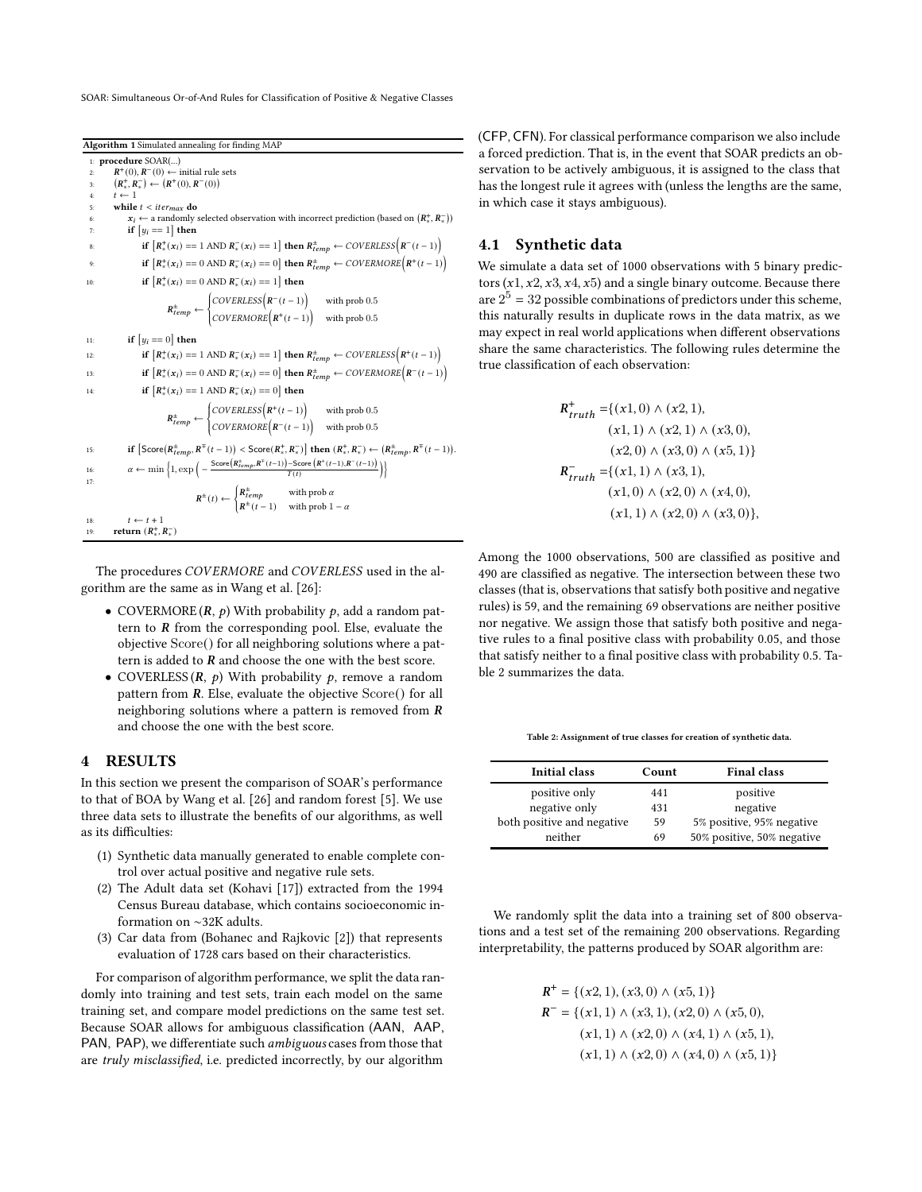**Algorithm 1** Simulated annealing for finding MAP

```
1:  procedure SOAR(...)
2:    R⁺(0), R⁻(0) ← initial rule sets
3:    (R⁺_*, R⁻_*) ← (R⁺(0), R⁻(0))
4:    t ← 1
5:    while t < iter_max do
6:      x_i ← a randomly selected observation with incorrect prediction (based on (R⁺_*, R⁻_*))
7:      if [y_i == 1] then
8:        if [R⁺_*(x_i) == 1 AND R⁻_*(x_i) == 1] then R^±_temp ← COVERLESS(R⁻(t−1))
9:        if [R⁺_*(x_i) == 0 AND R⁻_*(x_i) == 0] then R^±_temp ← COVERMORE(R⁺(t−1))
10:       if [R⁺_*(x_i) == 0 AND R⁻_*(x_i) == 1] then
              R^±_temp ← COVERLESS(R⁻(t−1))  with prob 0.5
                         COVERMORE(R⁺(t−1))  with prob 0.5
11:     if [y_i == 0] then
12:       if [R⁺_*(x_i) == 1 AND R⁻_*(x_i) == 1] then R^±_temp ← COVERLESS(R⁺(t−1))
13:       if [R⁺_*(x_i) == 0 AND R⁻_*(x_i) == 0] then R^±_temp ← COVERMORE(R⁻(t−1))
14:       if [R⁺_*(x_i) == 1 AND R⁻_*(x_i) == 0] then
              R^±_temp ← COVERLESS(R⁺(t−1))  with prob 0.5
                         COVERMORE(R⁻(t−1))  with prob 0.5
15:     if [Score(R^±_temp, R^∓(t−1)) < Score(R⁺_*, R⁻_*)] then (R⁺_*, R⁻_*) ← (R^±_temp, R^∓(t−1)).
16:     α ← min{1, exp(−(Score(R^±_temp, R^∓(t−1)) − Score(R⁺(t−1), R⁻(t−1))) / T(t))}
17:     R^±(t) ← R^±_temp     with prob α
                 R^±(t−1)     with prob 1 − α
18:     t ← t + 1
19:   return (R⁺_*, R⁻_*)
```

The procedures *COVERMORE* and *COVERLESS* used in the algorithm are the same as in Wang et al. [26]:

- COVERMORE ($\boldsymbol{R}$, $p$) With probability $p$, add a random pattern to $\boldsymbol{R}$ from the corresponding pool. Else, evaluate the objective $\mathrm{Score}()$ for all neighboring solutions where a pattern is added to $\boldsymbol{R}$ and choose the one with the best score.
- COVERLESS ($\boldsymbol{R}$, $p$) With probability $p$, remove a random pattern from $\boldsymbol{R}$. Else, evaluate the objective $\mathrm{Score}()$ for all neighboring solutions where a pattern is removed from $\boldsymbol{R}$ and choose the one with the best score.

# 4 RESULTS

In this section we present the comparison of SOAR's performance to that of BOA by Wang et al. [26] and random forest [5]. We use three data sets to illustrate the benefits of our algorithms, as well as its difficulties:

1. Synthetic data manually generated to enable complete control over actual positive and negative rule sets.
2. The Adult data set (Kohavi [17]) extracted from the 1994 Census Bureau database, which contains socioeconomic information on ~32K adults.
3. Car data from (Bohanec and Rajkovic [2]) that represents evaluation of 1728 cars based on their characteristics.

For comparison of algorithm performance, we split the data randomly into training and test sets, train each model on the same training set, and compare model predictions on the same test set. Because SOAR allows for ambiguous classification (AAN, AAP, PAN, PAP), we differentiate such *ambiguous* cases from those that are *truly misclassified*, i.e. predicted incorrectly, by our algorithm (CFP, CFN). For classical performance comparison we also include a forced prediction. That is, in the event that SOAR predicts an observation to be actively ambiguous, it is assigned to the class that has the longest rule it agrees with (unless the lengths are the same, in which case it stays ambiguous).

## 4.1 Synthetic data

We simulate a data set of 1000 observations with 5 binary predictors ($x1, x2, x3, x4, x5$) and a single binary outcome. Because there are $2^5 = 32$ possible combinations of predictors under this scheme, this naturally results in duplicate rows in the data matrix, as we may expect in real world applications when different observations share the same characteristics. The following rules determine the true classification of each observation:

$$
\begin{aligned}
\boldsymbol{R}^+_{truth} =& \{(x1,0) \wedge (x2,1), \\
& (x1,1) \wedge (x2,1) \wedge (x3,0), \\
& (x2,0) \wedge (x3,0) \wedge (x5,1)\} \\
\boldsymbol{R}^-_{truth} =& \{(x1,1) \wedge (x3,1), \\
& (x1,0) \wedge (x2,0) \wedge (x4,0), \\
& (x1,1) \wedge (x2,0) \wedge (x3,0)\},
\end{aligned}
$$

Among the 1000 observations, 500 are classified as positive and 490 are classified as negative. The intersection between these two classes (that is, observations that satisfy both positive and negative rules) is 59, and the remaining 69 observations are neither positive nor negative. We assign those that satisfy both positive and negative rules to a final positive class with probability 0.05, and those that satisfy neither to a final positive class with probability 0.5. Table 2 summarizes the data.

Table 2: Assignment of true classes for creation of synthetic data.

| Initial class | Count | Final class |
|---|---|---|
| positive only | 441 | positive |
| negative only | 431 | negative |
| both positive and negative | 59 | 5% positive, 95% negative |
| neither | 69 | 50% positive, 50% negative |

We randomly split the data into a training set of 800 observations and a test set of the remaining 200 observations. Regarding interpretability, the patterns produced by SOAR algorithm are:

$$
\begin{aligned}
\boldsymbol{R}^+ =& \{(x2,1), (x3,0) \wedge (x5,1)\} \\
\boldsymbol{R}^- =& \{(x1,1) \wedge (x3,1), (x2,0) \wedge (x5,0), \\
& (x1,1) \wedge (x2,0) \wedge (x4,1) \wedge (x5,1), \\
& (x1,1) \wedge (x2,0) \wedge (x4,0) \wedge (x5,1)\}
\end{aligned}
$$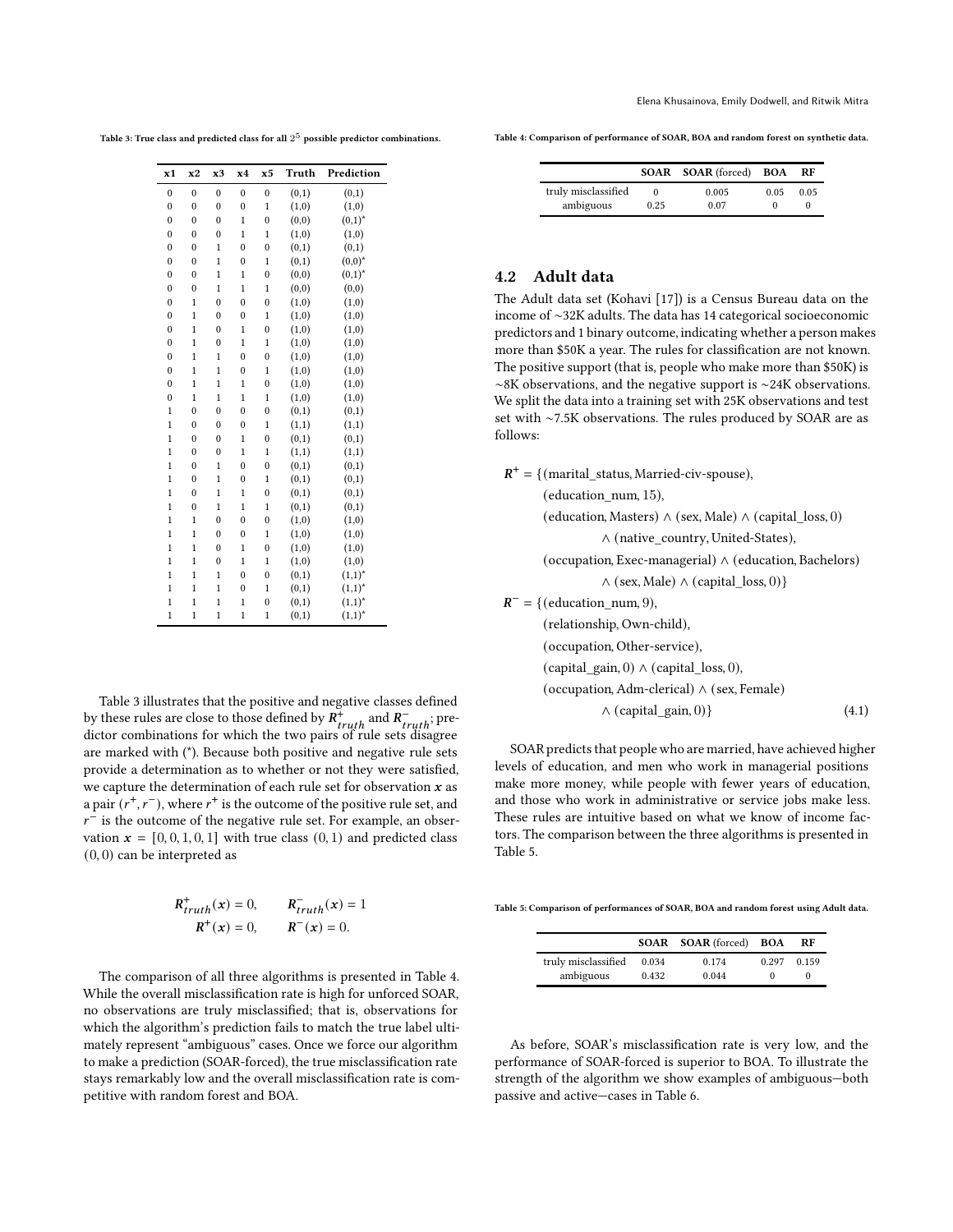Table 3: True class and predicted class for all $2^5$ possible predictor combinations.

| x1 | x2 | x3 | x4 | x5 | Truth | Prediction |
|---|---|---|---|---|---|---|
| 0 | 0 | 0 | 0 | 0 | (0,1) | (0,1) |
| 0 | 0 | 0 | 0 | 1 | (1,0) | (1,0) |
| 0 | 0 | 0 | 1 | 0 | (0,0) | (0,1)* |
| 0 | 0 | 0 | 1 | 1 | (1,0) | (1,0) |
| 0 | 0 | 1 | 0 | 0 | (0,1) | (0,1) |
| 0 | 0 | 1 | 0 | 1 | (0,1) | (0,0)* |
| 0 | 0 | 1 | 1 | 0 | (0,0) | (0,1)* |
| 0 | 0 | 1 | 1 | 1 | (0,0) | (0,0) |
| 0 | 1 | 0 | 0 | 0 | (1,0) | (1,0) |
| 0 | 1 | 0 | 0 | 1 | (1,0) | (1,0) |
| 0 | 1 | 0 | 1 | 0 | (1,0) | (1,0) |
| 0 | 1 | 0 | 1 | 1 | (1,0) | (1,0) |
| 0 | 1 | 1 | 0 | 0 | (1,0) | (1,0) |
| 0 | 1 | 1 | 0 | 1 | (1,0) | (1,0) |
| 0 | 1 | 1 | 1 | 0 | (1,0) | (1,0) |
| 0 | 1 | 1 | 1 | 1 | (1,0) | (1,0) |
| 1 | 0 | 0 | 0 | 0 | (0,1) | (0,1) |
| 1 | 0 | 0 | 0 | 1 | (1,1) | (1,1) |
| 1 | 0 | 0 | 1 | 0 | (0,1) | (0,1) |
| 1 | 0 | 0 | 1 | 1 | (1,1) | (1,1) |
| 1 | 0 | 1 | 0 | 0 | (0,1) | (0,1) |
| 1 | 0 | 1 | 0 | 1 | (0,1) | (0,1) |
| 1 | 0 | 1 | 1 | 0 | (0,1) | (0,1) |
| 1 | 0 | 1 | 1 | 1 | (0,1) | (0,1) |
| 1 | 1 | 0 | 0 | 0 | (1,0) | (1,0) |
| 1 | 1 | 0 | 0 | 1 | (1,0) | (1,0) |
| 1 | 1 | 0 | 1 | 0 | (1,0) | (1,0) |
| 1 | 1 | 0 | 1 | 1 | (1,0) | (1,0) |
| 1 | 1 | 1 | 0 | 0 | (0,1) | (1,1)* |
| 1 | 1 | 1 | 0 | 1 | (0,1) | (1,1)* |
| 1 | 1 | 1 | 1 | 0 | (0,1) | (1,1)* |
| 1 | 1 | 1 | 1 | 1 | (0,1) | (1,1)* |

Table 3 illustrates that the positive and negative classes defined by these rules are close to those defined by $\boldsymbol{R}^+_{truth}$ and $\boldsymbol{R}^-_{truth}$; predictor combinations for which the two pairs of rule sets disagree are marked with (*). Because both positive and negative rule sets provide a determination as to whether or not they were satisfied, we capture the determination of each rule set for observation $\boldsymbol{x}$ as a pair $(r^+, r^-)$, where $r^+$ is the outcome of the positive rule set, and $r^-$ is the outcome of the negative rule set. For example, an observation $\boldsymbol{x} = [0, 0, 1, 0, 1]$ with true class $(0, 1)$ and predicted class $(0, 0)$ can be interpreted as

$$\boldsymbol{R}^+_{truth}(\boldsymbol{x}) = 0, \qquad \boldsymbol{R}^-_{truth}(\boldsymbol{x}) = 1$$
$$\boldsymbol{R}^+(\boldsymbol{x}) = 0, \qquad \boldsymbol{R}^-(\boldsymbol{x}) = 0.$$

The comparison of all three algorithms is presented in Table 4. While the overall misclassification rate is high for unforced SOAR, no observations are truly misclassified; that is, observations for which the algorithm's prediction fails to match the true label ultimately represent "ambiguous" cases. Once we force our algorithm to make a prediction (SOAR-forced), the true misclassification rate stays remarkably low and the overall misclassification rate is competitive with random forest and BOA.

Table 4: Comparison of performance of SOAR, BOA and random forest on synthetic data.

| | **SOAR** | **SOAR** (forced) | **BOA** | **RF** |
|---|---|---|---|---|
| truly misclassified | 0 | 0.005 | 0.05 | 0.05 |
| ambiguous | 0.25 | 0.07 | 0 | 0 |

## 4.2 Adult data

The Adult data set (Kohavi [17]) is a Census Bureau data on the income of ~32K adults. The data has 14 categorical socioeconomic predictors and 1 binary outcome, indicating whether a person makes more than \$50K a year. The rules for classification are not known. The positive support (that is, people who make more than \$50K) is ~8K observations, and the negative support is ~24K observations. We split the data into a training set with 25K observations and test set with ~7.5K observations. The rules produced by SOAR are as follows:

$$
\begin{aligned}
\boldsymbol{R}^+ = \{&(\text{marital\_status}, \text{Married-civ-spouse}),\\
&(\text{education\_num}, 15),\\
&(\text{education}, \text{Masters}) \wedge (\text{sex}, \text{Male}) \wedge (\text{capital\_loss}, 0)\\
&\qquad \wedge (\text{native\_country}, \text{United-States}),\\
&(\text{occupation}, \text{Exec-managerial}) \wedge (\text{education}, \text{Bachelors})\\
&\qquad \wedge (\text{sex}, \text{Male}) \wedge (\text{capital\_loss}, 0)\}\\
\boldsymbol{R}^- = \{&(\text{education\_num}, 9),\\
&(\text{relationship}, \text{Own-child}),\\
&(\text{occupation}, \text{Other-service}),\\
&(\text{capital\_gain}, 0) \wedge (\text{capital\_loss}, 0),\\
&(\text{occupation}, \text{Adm-clerical}) \wedge (\text{sex}, \text{Female})\\
&\qquad \wedge (\text{capital\_gain}, 0)\}
\end{aligned}
\tag{4.1}
$$

SOAR predicts that people who are married, have achieved higher levels of education, and men who work in managerial positions make more money, while people with fewer years of education, and those who work in administrative or service jobs make less. These rules are intuitive based on what we know of income factors. The comparison between the three algorithms is presented in Table 5.

Table 5: Comparison of performances of SOAR, BOA and random forest using Adult data.

| | **SOAR** | **SOAR** (forced) | **BOA** | **RF** |
|---|---|---|---|---|
| truly misclassified | 0.034 | 0.174 | 0.297 | 0.159 |
| ambiguous | 0.432 | 0.044 | 0 | 0 |

As before, SOAR's misclassification rate is very low, and the performance of SOAR-forced is superior to BOA. To illustrate the strength of the algorithm we show examples of ambiguous—both passive and active—cases in Table 6.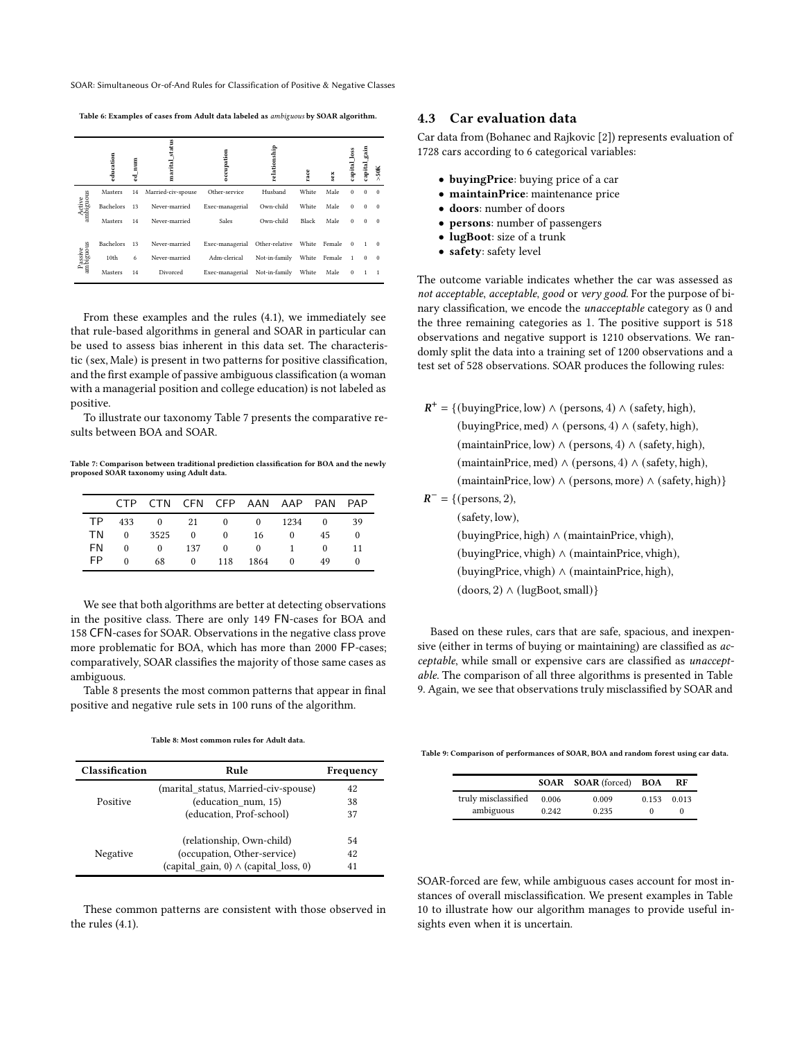Table 6: Examples of cases from Adult data labeled as *ambiguous* by SOAR algorithm.

| | education | ed_num | marital_status | occupation | relationship | race | sex | capital_loss | capital_gain | >50K |
|---|---|---|---|---|---|---|---|---|---|---|
| Active ambiguous | Masters | 14 | Married-civ-spouse | Other-service | Husband | White | Male | 0 | 0 | 0 |
| | Bachelors | 13 | Never-married | Exec-managerial | Own-child | White | Male | 0 | 0 | 0 |
| | Masters | 14 | Never-married | Sales | Own-child | Black | Male | 0 | 0 | 0 |
| Passive ambiguous | Bachelors | 13 | Never-married | Exec-managerial | Other-relative | White | Female | 0 | 1 | 0 |
| | 10th | 6 | Never-married | Adm-clerical | Not-in-family | White | Female | 1 | 0 | 0 |
| | Masters | 14 | Divorced | Exec-managerial | Not-in-family | White | Male | 0 | 1 | 1 |

From these examples and the rules (4.1), we immediately see that rule-based algorithms in general and SOAR in particular can be used to assess bias inherent in this data set. The characteristic (sex, Male) is present in two patterns for positive classification, and the first example of passive ambiguous classification (a woman with a managerial position and college education) is not labeled as positive.

To illustrate our taxonomy Table 7 presents the comparative results between BOA and SOAR.

Table 7: Comparison between traditional prediction classification for BOA and the newly proposed SOAR taxonomy using Adult data.

| | CTP | CTN | CFN | CFP | AAN | AAP | PAN | PAP |
|---|---|---|---|---|---|---|---|---|
| TP | 433 | 0 | 21 | 0 | 0 | 1234 | 0 | 39 |
| TN | 0 | 3525 | 0 | 0 | 16 | 0 | 45 | 0 |
| FN | 0 | 0 | 137 | 0 | 0 | 1 | 0 | 11 |
| FP | 0 | 68 | 0 | 118 | 1864 | 0 | 49 | 0 |

We see that both algorithms are better at detecting observations in the positive class. There are only 149 FN-cases for BOA and 158 CFN-cases for SOAR. Observations in the negative class prove more problematic for BOA, which has more than 2000 FP-cases; comparatively, SOAR classifies the majority of those same cases as ambiguous.

Table 8 presents the most common patterns that appear in final positive and negative rule sets in 100 runs of the algorithm.

Table 8: Most common rules for Adult data.

| Classification | Rule | Frequency |
|---|---|---|
| Positive | (marital_status, Married-civ-spouse) | 42 |
| | (education_num, 15) | 38 |
| | (education, Prof-school) | 37 |
| Negative | (relationship, Own-child) | 54 |
| | (occupation, Other-service) | 42 |
| | (capital_gain, 0) $\wedge$ (capital_loss, 0) | 41 |

These common patterns are consistent with those observed in the rules (4.1).

## 4.3 Car evaluation data

Car data from (Bohanec and Rajkovic [2]) represents evaluation of 1728 cars according to 6 categorical variables:

- **buyingPrice**: buying price of a car
- **maintainPrice**: maintenance price
- **doors**: number of doors
- **persons**: number of passengers
- **lugBoot**: size of a trunk
- **safety**: safety level

The outcome variable indicates whether the car was assessed as *not acceptable*, *acceptable*, *good* or *very good*. For the purpose of binary classification, we encode the *unacceptable* category as 0 and the three remaining categories as 1. The positive support is 518 observations and negative support is 1210 observations. We randomly split the data into a training set of 1200 observations and a test set of 528 observations. SOAR produces the following rules:

$$
\begin{aligned}
\boldsymbol{R}^{+} = \{&(\text{buyingPrice}, \text{low}) \wedge (\text{persons}, 4) \wedge (\text{safety}, \text{high}),\\
&(\text{buyingPrice}, \text{med}) \wedge (\text{persons}, 4) \wedge (\text{safety}, \text{high}),\\
&(\text{maintainPrice}, \text{low}) \wedge (\text{persons}, 4) \wedge (\text{safety}, \text{high}),\\
&(\text{maintainPrice}, \text{med}) \wedge (\text{persons}, 4) \wedge (\text{safety}, \text{high}),\\
&(\text{maintainPrice}, \text{low}) \wedge (\text{persons}, \text{more}) \wedge (\text{safety}, \text{high})\}\\
\boldsymbol{R}^{-} = \{&(\text{persons}, 2),\\
&(\text{safety}, \text{low}),\\
&(\text{buyingPrice}, \text{high}) \wedge (\text{maintainPrice}, \text{vhigh}),\\
&(\text{buyingPrice}, \text{vhigh}) \wedge (\text{maintainPrice}, \text{vhigh}),\\
&(\text{buyingPrice}, \text{vhigh}) \wedge (\text{maintainPrice}, \text{high}),\\
&(\text{doors}, 2) \wedge (\text{lugBoot}, \text{small})\}
\end{aligned}
$$

Based on these rules, cars that are safe, spacious, and inexpensive (either in terms of buying or maintaining) are classified as *acceptable*, while small or expensive cars are classified as *unacceptable*. The comparison of all three algorithms is presented in Table 9. Again, we see that observations truly misclassified by SOAR and SOAR-forced are few, while ambiguous cases account for most instances of overall misclassification. We present examples in Table 10 to illustrate how our algorithm manages to provide useful insights even when it is uncertain.

Table 9: Comparison of performances of SOAR, BOA and random forest using car data.

| | SOAR | SOAR (forced) | BOA | RF |
|---|---|---|---|---|
| truly misclassified | 0.006 | 0.009 | 0.153 | 0.013 |
| ambiguous | 0.242 | 0.235 | 0 | 0 |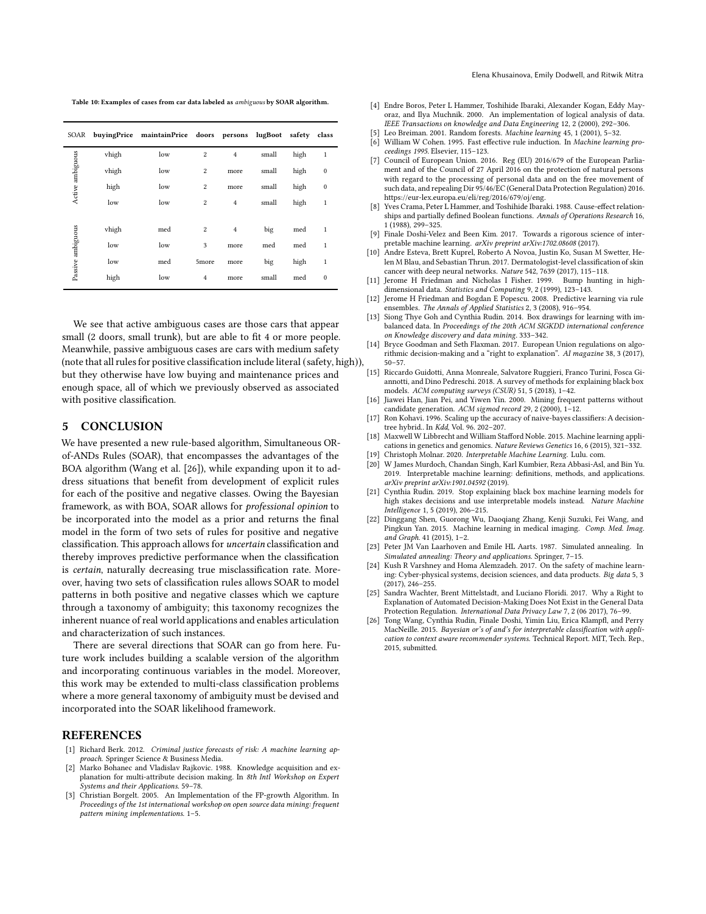Table 10: Examples of cases from car data labeled as *ambiguous* by SOAR algorithm.

| SOAR | buyingPrice | maintainPrice | doors | persons | lugBoot | safety | class |
|---|---|---|---|---|---|---|---|
| Active ambiguous | vhigh | low | 2 | 4 | small | high | 1 |
| | vhigh | low | 2 | more | small | high | 0 |
| | high | low | 2 | more | small | high | 0 |
| | low | low | 2 | 4 | small | high | 1 |
| Passive ambiguous | vhigh | med | 2 | 4 | big | med | 1 |
| | low | low | 3 | more | med | med | 1 |
| | low | med | 5more | more | big | high | 1 |
| | high | low | 4 | more | small | med | 0 |

We see that active ambiguous cases are those cars that appear small (2 doors, small trunk), but are able to fit 4 or more people. Meanwhile, passive ambiguous cases are cars with medium safety (note that all rules for positive classification include literal (safety, high)), but they otherwise have low buying and maintenance prices and enough space, all of which we previously observed as associated with positive classification.

## 5 CONCLUSION

We have presented a new rule-based algorithm, Simultaneous OR-of-ANDs Rules (SOAR), that encompasses the advantages of the BOA algorithm (Wang et al. [26]), while expanding upon it to address situations that benefit from development of explicit rules for each of the positive and negative classes. Owing the Bayesian framework, as with BOA, SOAR allows for *professional opinion* to be incorporated into the model as a prior and returns the final model in the form of two sets of rules for positive and negative classification. This approach allows for *uncertain* classification and thereby improves predictive performance when the classification is *certain*, naturally decreasing true misclassification rate. Moreover, having two sets of classification rules allows SOAR to model patterns in both positive and negative classes which we capture through a taxonomy of ambiguity; this taxonomy recognizes the inherent nuance of real world applications and enables articulation and characterization of such instances.

There are several directions that SOAR can go from here. Future work includes building a scalable version of the algorithm and incorporating continuous variables in the model. Moreover, this work may be extended to multi-class classification problems where a more general taxonomy of ambiguity must be devised and incorporated into the SOAR likelihood framework.

## REFERENCES

- [1] Richard Berk. 2012. *Criminal justice forecasts of risk: A machine learning approach.* Springer Science & Business Media.
- [2] Marko Bohanec and Vladislav Rajkovic. 1988. Knowledge acquisition and explanation for multi-attribute decision making. In *8th Intl Workshop on Expert Systems and their Applications*. 59–78.
- [3] Christian Borgelt. 2005. An Implementation of the FP-growth Algorithm. In *Proceedings of the 1st international workshop on open source data mining: frequent pattern mining implementations*. 1–5.
- [4] Endre Boros, Peter L Hammer, Toshihide Ibaraki, Alexander Kogan, Eddy Mayoraz, and Ilya Muchnik. 2000. An implementation of logical analysis of data. *IEEE Transactions on knowledge and Data Engineering* 12, 2 (2000), 292–306.
- [5] Leo Breiman. 2001. Random forests. *Machine learning* 45, 1 (2001), 5–32.
- [6] William W Cohen. 1995. Fast effective rule induction. In *Machine learning proceedings 1995*. Elsevier, 115–123.
- [7] Council of European Union. 2016. Reg (EU) 2016/679 of the European Parliament and of the Council of 27 April 2016 on the protection of natural persons with regard to the processing of personal data and on the free movement of such data, and repealing Dir 95/46/EC (General Data Protection Regulation) 2016. https://eur-lex.europa.eu/eli/reg/2016/679/oj/eng.
- [8] Yves Crama, Peter L Hammer, and Toshihide Ibaraki. 1988. Cause-effect relationships and partially defined Boolean functions. *Annals of Operations Research* 16, 1 (1988), 299–325.
- [9] Finale Doshi-Velez and Been Kim. 2017. Towards a rigorous science of interpretable machine learning. *arXiv preprint arXiv:1702.08608* (2017).
- [10] Andre Esteva, Brett Kuprel, Roberto A Novoa, Justin Ko, Susan M Swetter, Helen M Blau, and Sebastian Thrun. 2017. Dermatologist-level classification of skin cancer with deep neural networks. *Nature* 542, 7639 (2017), 115–118.
- [11] Jerome H Friedman and Nicholas I Fisher. 1999. Bump hunting in high-dimensional data. *Statistics and Computing* 9, 2 (1999), 123–143.
- [12] Jerome H Friedman and Bogdan E Popescu. 2008. Predictive learning via rule ensembles. *The Annals of Applied Statistics* 2, 3 (2008), 916–954.
- [13] Siong Thye Goh and Cynthia Rudin. 2014. Box drawings for learning with imbalanced data. In *Proceedings of the 20th ACM SIGKDD international conference on Knowledge discovery and data mining*. 333–342.
- [14] Bryce Goodman and Seth Flaxman. 2017. European Union regulations on algorithmic decision-making and a "right to explanation". *AI magazine* 38, 3 (2017), 50–57.
- [15] Riccardo Guidotti, Anna Monreale, Salvatore Ruggieri, Franco Turini, Fosca Giannotti, and Dino Pedreschi. 2018. A survey of methods for explaining black box models. *ACM computing surveys (CSUR)* 51, 5 (2018), 1–42.
- [16] Jiawei Han, Jian Pei, and Yiwen Yin. 2000. Mining frequent patterns without candidate generation. *ACM sigmod record* 29, 2 (2000), 1–12.
- [17] Ron Kohavi. 1996. Scaling up the accuracy of naive-bayes classifiers: A decision-tree hybrid.. In *Kdd*, Vol. 96. 202–207.
- [18] Maxwell W Libbrecht and William Stafford Noble. 2015. Machine learning applications in genetics and genomics. *Nature Reviews Genetics* 16, 6 (2015), 321–332.
- [19] Christoph Molnar. 2020. *Interpretable Machine Learning*. Lulu. com.
- [20] W James Murdoch, Chandan Singh, Karl Kumbier, Reza Abbasi-Asl, and Bin Yu. 2019. Interpretable machine learning: definitions, methods, and applications. *arXiv preprint arXiv:1901.04592* (2019).
- [21] Cynthia Rudin. 2019. Stop explaining black box machine learning models for high stakes decisions and use interpretable models instead. *Nature Machine Intelligence* 1, 5 (2019), 206–215.
- [22] Dinggang Shen, Guorong Wu, Daoqiang Zhang, Kenji Suzuki, Fei Wang, and Pingkun Yan. 2015. Machine learning in medical imaging. *Comp. Med. Imag. and Graph.* 41 (2015), 1–2.
- [23] Peter JM Van Laarhoven and Emile HL Aarts. 1987. Simulated annealing. In *Simulated annealing: Theory and applications*. Springer, 7–15.
- [24] Kush R Varshney and Homa Alemzadeh. 2017. On the safety of machine learning: Cyber-physical systems, decision sciences, and data products. *Big data* 5, 3 (2017), 246–255.
- [25] Sandra Wachter, Brent Mittelstadt, and Luciano Floridi. 2017. Why a Right to Explanation of Automated Decision-Making Does Not Exist in the General Data Protection Regulation. *International Data Privacy Law* 7, 2 (06 2017), 76–99.
- [26] Tong Wang, Cynthia Rudin, Finale Doshi, Yimin Liu, Erica Klampfl, and Perry MacNeille. 2015. *Bayesian or's of and's for interpretable classification with application to context aware recommender systems*. Technical Report. MIT, Tech. Rep., 2015, submitted.